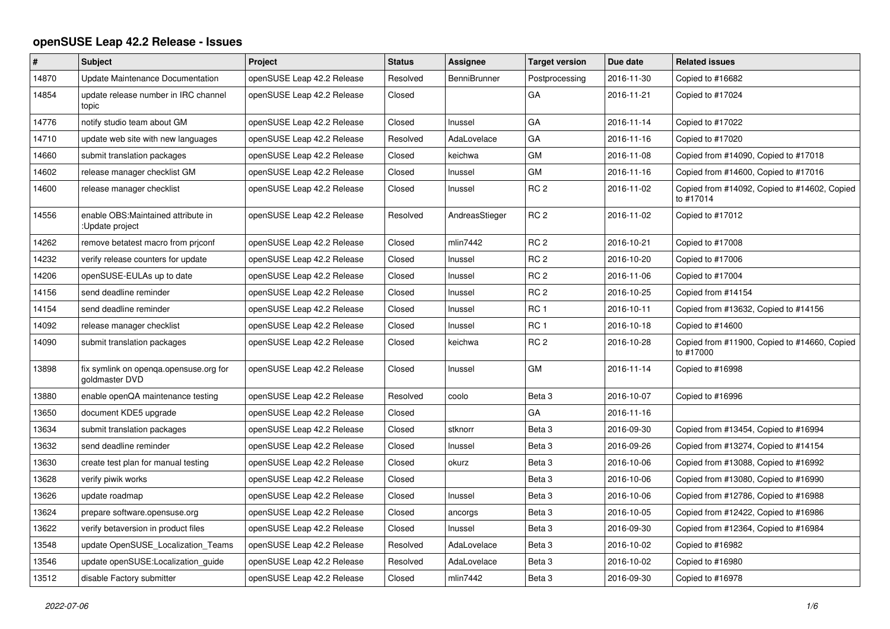# openSUSE Leap 42.2 Release - Issues

| # | Subject | Project | Status | Assignee | Target version | Due date | Related issues |
|---|---|---|---|---|---|---|---|
| 14870 | Update Maintenance Documentation | openSUSE Leap 42.2 Release | Resolved | BenniBrunner | Postprocessing | 2016-11-30 | Copied to #16682 |
| 14854 | update release number in IRC channel topic | openSUSE Leap 42.2 Release | Closed | | GA | 2016-11-21 | Copied to #17024 |
| 14776 | notify studio team about GM | openSUSE Leap 42.2 Release | Closed | lnussel | GA | 2016-11-14 | Copied to #17022 |
| 14710 | update web site with new languages | openSUSE Leap 42.2 Release | Resolved | AdaLovelace | GA | 2016-11-16 | Copied to #17020 |
| 14660 | submit translation packages | openSUSE Leap 42.2 Release | Closed | keichwa | GM | 2016-11-08 | Copied from #14090, Copied to #17018 |
| 14602 | release manager checklist GM | openSUSE Leap 42.2 Release | Closed | lnussel | GM | 2016-11-16 | Copied from #14600, Copied to #17016 |
| 14600 | release manager checklist | openSUSE Leap 42.2 Release | Closed | lnussel | RC 2 | 2016-11-02 | Copied from #14092, Copied to #14602, Copied to #17014 |
| 14556 | enable OBS:Maintained attribute in :Update project | openSUSE Leap 42.2 Release | Resolved | AndreasStieger | RC 2 | 2016-11-02 | Copied to #17012 |
| 14262 | remove betatest macro from prjconf | openSUSE Leap 42.2 Release | Closed | mlin7442 | RC 2 | 2016-10-21 | Copied to #17008 |
| 14232 | verify release counters for update | openSUSE Leap 42.2 Release | Closed | lnussel | RC 2 | 2016-10-20 | Copied to #17006 |
| 14206 | openSUSE-EULAs up to date | openSUSE Leap 42.2 Release | Closed | lnussel | RC 2 | 2016-11-06 | Copied to #17004 |
| 14156 | send deadline reminder | openSUSE Leap 42.2 Release | Closed | lnussel | RC 2 | 2016-10-25 | Copied from #14154 |
| 14154 | send deadline reminder | openSUSE Leap 42.2 Release | Closed | lnussel | RC 1 | 2016-10-11 | Copied from #13632, Copied to #14156 |
| 14092 | release manager checklist | openSUSE Leap 42.2 Release | Closed | lnussel | RC 1 | 2016-10-18 | Copied to #14600 |
| 14090 | submit translation packages | openSUSE Leap 42.2 Release | Closed | keichwa | RC 2 | 2016-10-28 | Copied from #11900, Copied to #14660, Copied to #17000 |
| 13898 | fix symlink on openqa.opensuse.org for goldmaster DVD | openSUSE Leap 42.2 Release | Closed | lnussel | GM | 2016-11-14 | Copied to #16998 |
| 13880 | enable openQA maintenance testing | openSUSE Leap 42.2 Release | Resolved | coolo | Beta 3 | 2016-10-07 | Copied to #16996 |
| 13650 | document KDE5 upgrade | openSUSE Leap 42.2 Release | Closed | | GA | 2016-11-16 | |
| 13634 | submit translation packages | openSUSE Leap 42.2 Release | Closed | stknorr | Beta 3 | 2016-09-30 | Copied from #13454, Copied to #16994 |
| 13632 | send deadline reminder | openSUSE Leap 42.2 Release | Closed | lnussel | Beta 3 | 2016-09-26 | Copied from #13274, Copied to #14154 |
| 13630 | create test plan for manual testing | openSUSE Leap 42.2 Release | Closed | okurz | Beta 3 | 2016-10-06 | Copied from #13088, Copied to #16992 |
| 13628 | verify piwik works | openSUSE Leap 42.2 Release | Closed | | Beta 3 | 2016-10-06 | Copied from #13080, Copied to #16990 |
| 13626 | update roadmap | openSUSE Leap 42.2 Release | Closed | lnussel | Beta 3 | 2016-10-06 | Copied from #12786, Copied to #16988 |
| 13624 | prepare software.opensuse.org | openSUSE Leap 42.2 Release | Closed | ancorgs | Beta 3 | 2016-10-05 | Copied from #12422, Copied to #16986 |
| 13622 | verify betaversion in product files | openSUSE Leap 42.2 Release | Closed | lnussel | Beta 3 | 2016-09-30 | Copied from #12364, Copied to #16984 |
| 13548 | update OpenSUSE_Localization_Teams | openSUSE Leap 42.2 Release | Resolved | AdaLovelace | Beta 3 | 2016-10-02 | Copied to #16982 |
| 13546 | update openSUSE:Localization_guide | openSUSE Leap 42.2 Release | Resolved | AdaLovelace | Beta 3 | 2016-10-02 | Copied to #16980 |
| 13512 | disable Factory submitter | openSUSE Leap 42.2 Release | Closed | mlin7442 | Beta 3 | 2016-09-30 | Copied to #16978 |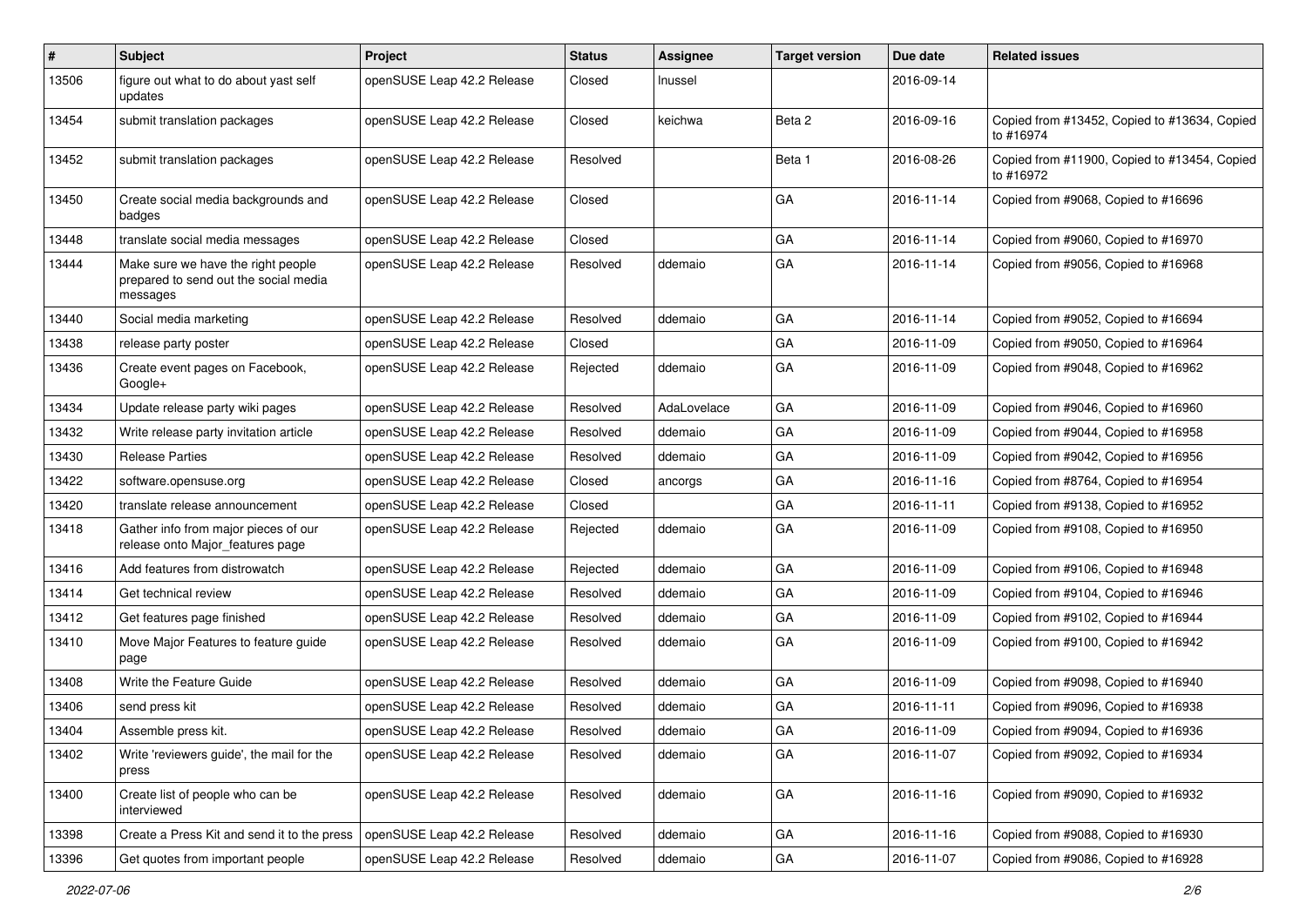| # | Subject | Project | Status | Assignee | Target version | Due date | Related issues |
| --- | --- | --- | --- | --- | --- | --- | --- |
| 13506 | figure out what to do about yast self updates | openSUSE Leap 42.2 Release | Closed | lnussel | | 2016-09-14 | |
| 13454 | submit translation packages | openSUSE Leap 42.2 Release | Closed | keichwa | Beta 2 | 2016-09-16 | Copied from #13452, Copied to #13634, Copied to #16974 |
| 13452 | submit translation packages | openSUSE Leap 42.2 Release | Resolved | | Beta 1 | 2016-08-26 | Copied from #11900, Copied to #13454, Copied to #16972 |
| 13450 | Create social media backgrounds and badges | openSUSE Leap 42.2 Release | Closed | | GA | 2016-11-14 | Copied from #9068, Copied to #16696 |
| 13448 | translate social media messages | openSUSE Leap 42.2 Release | Closed | | GA | 2016-11-14 | Copied from #9060, Copied to #16970 |
| 13444 | Make sure we have the right people prepared to send out the social media messages | openSUSE Leap 42.2 Release | Resolved | ddemaio | GA | 2016-11-14 | Copied from #9056, Copied to #16968 |
| 13440 | Social media marketing | openSUSE Leap 42.2 Release | Resolved | ddemaio | GA | 2016-11-14 | Copied from #9052, Copied to #16694 |
| 13438 | release party poster | openSUSE Leap 42.2 Release | Closed | | GA | 2016-11-09 | Copied from #9050, Copied to #16964 |
| 13436 | Create event pages on Facebook, Google+ | openSUSE Leap 42.2 Release | Rejected | ddemaio | GA | 2016-11-09 | Copied from #9048, Copied to #16962 |
| 13434 | Update release party wiki pages | openSUSE Leap 42.2 Release | Resolved | AdaLovelace | GA | 2016-11-09 | Copied from #9046, Copied to #16960 |
| 13432 | Write release party invitation article | openSUSE Leap 42.2 Release | Resolved | ddemaio | GA | 2016-11-09 | Copied from #9044, Copied to #16958 |
| 13430 | Release Parties | openSUSE Leap 42.2 Release | Resolved | ddemaio | GA | 2016-11-09 | Copied from #9042, Copied to #16956 |
| 13422 | software.opensuse.org | openSUSE Leap 42.2 Release | Closed | ancorgs | GA | 2016-11-16 | Copied from #8764, Copied to #16954 |
| 13420 | translate release announcement | openSUSE Leap 42.2 Release | Closed | | GA | 2016-11-11 | Copied from #9138, Copied to #16952 |
| 13418 | Gather info from major pieces of our release onto Major_features page | openSUSE Leap 42.2 Release | Rejected | ddemaio | GA | 2016-11-09 | Copied from #9108, Copied to #16950 |
| 13416 | Add features from distrowatch | openSUSE Leap 42.2 Release | Rejected | ddemaio | GA | 2016-11-09 | Copied from #9106, Copied to #16948 |
| 13414 | Get technical review | openSUSE Leap 42.2 Release | Resolved | ddemaio | GA | 2016-11-09 | Copied from #9104, Copied to #16946 |
| 13412 | Get features page finished | openSUSE Leap 42.2 Release | Resolved | ddemaio | GA | 2016-11-09 | Copied from #9102, Copied to #16944 |
| 13410 | Move Major Features to feature guide page | openSUSE Leap 42.2 Release | Resolved | ddemaio | GA | 2016-11-09 | Copied from #9100, Copied to #16942 |
| 13408 | Write the Feature Guide | openSUSE Leap 42.2 Release | Resolved | ddemaio | GA | 2016-11-09 | Copied from #9098, Copied to #16940 |
| 13406 | send press kit | openSUSE Leap 42.2 Release | Resolved | ddemaio | GA | 2016-11-11 | Copied from #9096, Copied to #16938 |
| 13404 | Assemble press kit. | openSUSE Leap 42.2 Release | Resolved | ddemaio | GA | 2016-11-09 | Copied from #9094, Copied to #16936 |
| 13402 | Write 'reviewers guide', the mail for the press | openSUSE Leap 42.2 Release | Resolved | ddemaio | GA | 2016-11-07 | Copied from #9092, Copied to #16934 |
| 13400 | Create list of people who can be interviewed | openSUSE Leap 42.2 Release | Resolved | ddemaio | GA | 2016-11-16 | Copied from #9090, Copied to #16932 |
| 13398 | Create a Press Kit and send it to the press | openSUSE Leap 42.2 Release | Resolved | ddemaio | GA | 2016-11-16 | Copied from #9088, Copied to #16930 |
| 13396 | Get quotes from important people | openSUSE Leap 42.2 Release | Resolved | ddemaio | GA | 2016-11-07 | Copied from #9086, Copied to #16928 |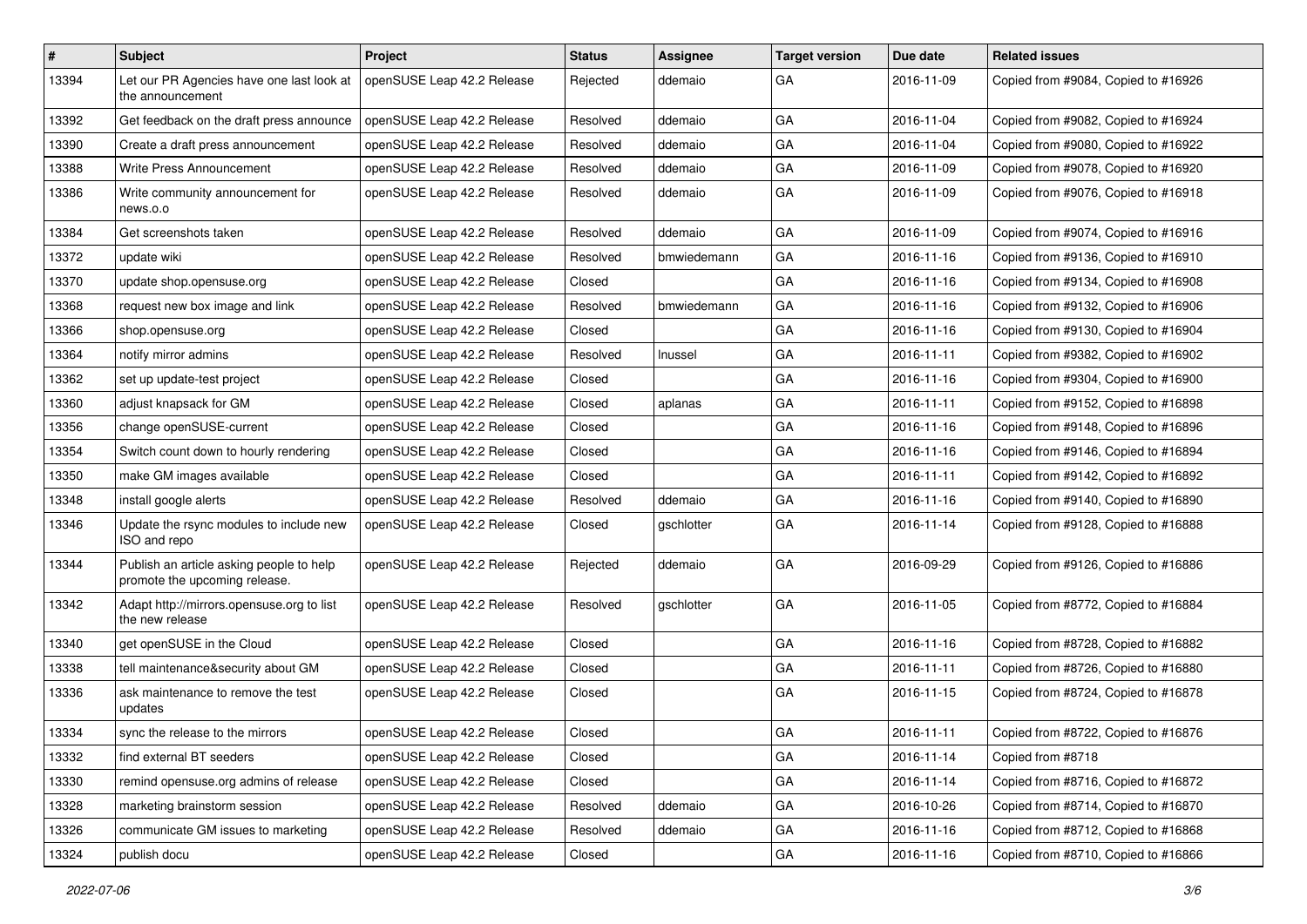| # | Subject | Project | Status | Assignee | Target version | Due date | Related issues |
|---|---|---|---|---|---|---|---|
| 13394 | Let our PR Agencies have one last look at the announcement | openSUSE Leap 42.2 Release | Rejected | ddemaio | GA | 2016-11-09 | Copied from #9084, Copied to #16926 |
| 13392 | Get feedback on the draft press announce | openSUSE Leap 42.2 Release | Resolved | ddemaio | GA | 2016-11-04 | Copied from #9082, Copied to #16924 |
| 13390 | Create a draft press announcement | openSUSE Leap 42.2 Release | Resolved | ddemaio | GA | 2016-11-04 | Copied from #9080, Copied to #16922 |
| 13388 | Write Press Announcement | openSUSE Leap 42.2 Release | Resolved | ddemaio | GA | 2016-11-09 | Copied from #9078, Copied to #16920 |
| 13386 | Write community announcement for news.o.o | openSUSE Leap 42.2 Release | Resolved | ddemaio | GA | 2016-11-09 | Copied from #9076, Copied to #16918 |
| 13384 | Get screenshots taken | openSUSE Leap 42.2 Release | Resolved | ddemaio | GA | 2016-11-09 | Copied from #9074, Copied to #16916 |
| 13372 | update wiki | openSUSE Leap 42.2 Release | Resolved | bmwiedemann | GA | 2016-11-16 | Copied from #9136, Copied to #16910 |
| 13370 | update shop.opensuse.org | openSUSE Leap 42.2 Release | Closed | | GA | 2016-11-16 | Copied from #9134, Copied to #16908 |
| 13368 | request new box image and link | openSUSE Leap 42.2 Release | Resolved | bmwiedemann | GA | 2016-11-16 | Copied from #9132, Copied to #16906 |
| 13366 | shop.opensuse.org | openSUSE Leap 42.2 Release | Closed | | GA | 2016-11-16 | Copied from #9130, Copied to #16904 |
| 13364 | notify mirror admins | openSUSE Leap 42.2 Release | Resolved | lnussel | GA | 2016-11-11 | Copied from #9382, Copied to #16902 |
| 13362 | set up update-test project | openSUSE Leap 42.2 Release | Closed | | GA | 2016-11-16 | Copied from #9304, Copied to #16900 |
| 13360 | adjust knapsack for GM | openSUSE Leap 42.2 Release | Closed | aplanas | GA | 2016-11-11 | Copied from #9152, Copied to #16898 |
| 13356 | change openSUSE-current | openSUSE Leap 42.2 Release | Closed | | GA | 2016-11-16 | Copied from #9148, Copied to #16896 |
| 13354 | Switch count down to hourly rendering | openSUSE Leap 42.2 Release | Closed | | GA | 2016-11-16 | Copied from #9146, Copied to #16894 |
| 13350 | make GM images available | openSUSE Leap 42.2 Release | Closed | | GA | 2016-11-11 | Copied from #9142, Copied to #16892 |
| 13348 | install google alerts | openSUSE Leap 42.2 Release | Resolved | ddemaio | GA | 2016-11-16 | Copied from #9140, Copied to #16890 |
| 13346 | Update the rsync modules to include new ISO and repo | openSUSE Leap 42.2 Release | Closed | gschlotter | GA | 2016-11-14 | Copied from #9128, Copied to #16888 |
| 13344 | Publish an article asking people to help promote the upcoming release. | openSUSE Leap 42.2 Release | Rejected | ddemaio | GA | 2016-09-29 | Copied from #9126, Copied to #16886 |
| 13342 | Adapt http://mirrors.opensuse.org to list the new release | openSUSE Leap 42.2 Release | Resolved | gschlotter | GA | 2016-11-05 | Copied from #8772, Copied to #16884 |
| 13340 | get openSUSE in the Cloud | openSUSE Leap 42.2 Release | Closed | | GA | 2016-11-16 | Copied from #8728, Copied to #16882 |
| 13338 | tell maintenance&security about GM | openSUSE Leap 42.2 Release | Closed | | GA | 2016-11-11 | Copied from #8726, Copied to #16880 |
| 13336 | ask maintenance to remove the test updates | openSUSE Leap 42.2 Release | Closed | | GA | 2016-11-15 | Copied from #8724, Copied to #16878 |
| 13334 | sync the release to the mirrors | openSUSE Leap 42.2 Release | Closed | | GA | 2016-11-11 | Copied from #8722, Copied to #16876 |
| 13332 | find external BT seeders | openSUSE Leap 42.2 Release | Closed | | GA | 2016-11-14 | Copied from #8718 |
| 13330 | remind opensuse.org admins of release | openSUSE Leap 42.2 Release | Closed | | GA | 2016-11-14 | Copied from #8716, Copied to #16872 |
| 13328 | marketing brainstorm session | openSUSE Leap 42.2 Release | Resolved | ddemaio | GA | 2016-10-26 | Copied from #8714, Copied to #16870 |
| 13326 | communicate GM issues to marketing | openSUSE Leap 42.2 Release | Resolved | ddemaio | GA | 2016-11-16 | Copied from #8712, Copied to #16868 |
| 13324 | publish docu | openSUSE Leap 42.2 Release | Closed | | GA | 2016-11-16 | Copied from #8710, Copied to #16866 |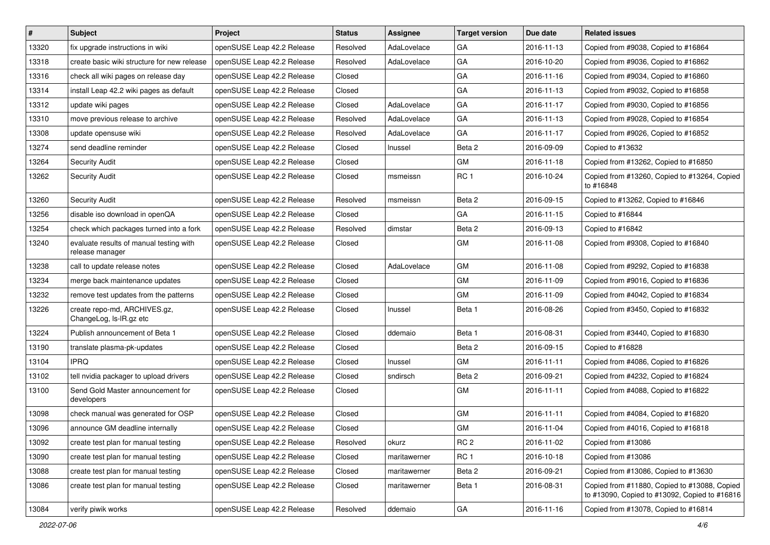| # | Subject | Project | Status | Assignee | Target version | Due date | Related issues |
|---|---|---|---|---|---|---|---|
| 13320 | fix upgrade instructions in wiki | openSUSE Leap 42.2 Release | Resolved | AdaLovelace | GA | 2016-11-13 | Copied from #9038, Copied to #16864 |
| 13318 | create basic wiki structure for new release | openSUSE Leap 42.2 Release | Resolved | AdaLovelace | GA | 2016-10-20 | Copied from #9036, Copied to #16862 |
| 13316 | check all wiki pages on release day | openSUSE Leap 42.2 Release | Closed | | GA | 2016-11-16 | Copied from #9034, Copied to #16860 |
| 13314 | install Leap 42.2 wiki pages as default | openSUSE Leap 42.2 Release | Closed | | GA | 2016-11-13 | Copied from #9032, Copied to #16858 |
| 13312 | update wiki pages | openSUSE Leap 42.2 Release | Closed | AdaLovelace | GA | 2016-11-17 | Copied from #9030, Copied to #16856 |
| 13310 | move previous release to archive | openSUSE Leap 42.2 Release | Resolved | AdaLovelace | GA | 2016-11-13 | Copied from #9028, Copied to #16854 |
| 13308 | update opensuse wiki | openSUSE Leap 42.2 Release | Resolved | AdaLovelace | GA | 2016-11-17 | Copied from #9026, Copied to #16852 |
| 13274 | send deadline reminder | openSUSE Leap 42.2 Release | Closed | lnussel | Beta 2 | 2016-09-09 | Copied to #13632 |
| 13264 | Security Audit | openSUSE Leap 42.2 Release | Closed | | GM | 2016-11-18 | Copied from #13262, Copied to #16850 |
| 13262 | Security Audit | openSUSE Leap 42.2 Release | Closed | msmeissn | RC 1 | 2016-10-24 | Copied from #13260, Copied to #13264, Copied to #16848 |
| 13260 | Security Audit | openSUSE Leap 42.2 Release | Resolved | msmeissn | Beta 2 | 2016-09-15 | Copied to #13262, Copied to #16846 |
| 13256 | disable iso download in openQA | openSUSE Leap 42.2 Release | Closed | | GA | 2016-11-15 | Copied to #16844 |
| 13254 | check which packages turned into a fork | openSUSE Leap 42.2 Release | Resolved | dimstar | Beta 2 | 2016-09-13 | Copied to #16842 |
| 13240 | evaluate results of manual testing with release manager | openSUSE Leap 42.2 Release | Closed | | GM | 2016-11-08 | Copied from #9308, Copied to #16840 |
| 13238 | call to update release notes | openSUSE Leap 42.2 Release | Closed | AdaLovelace | GM | 2016-11-08 | Copied from #9292, Copied to #16838 |
| 13234 | merge back maintenance updates | openSUSE Leap 42.2 Release | Closed | | GM | 2016-11-09 | Copied from #9016, Copied to #16836 |
| 13232 | remove test updates from the patterns | openSUSE Leap 42.2 Release | Closed | | GM | 2016-11-09 | Copied from #4042, Copied to #16834 |
| 13226 | create repo-md, ARCHIVES.gz, ChangeLog, ls-lR.gz etc | openSUSE Leap 42.2 Release | Closed | lnussel | Beta 1 | 2016-08-26 | Copied from #3450, Copied to #16832 |
| 13224 | Publish announcement of Beta 1 | openSUSE Leap 42.2 Release | Closed | ddemaio | Beta 1 | 2016-08-31 | Copied from #3440, Copied to #16830 |
| 13190 | translate plasma-pk-updates | openSUSE Leap 42.2 Release | Closed | | Beta 2 | 2016-09-15 | Copied to #16828 |
| 13104 | IPRQ | openSUSE Leap 42.2 Release | Closed | lnussel | GM | 2016-11-11 | Copied from #4086, Copied to #16826 |
| 13102 | tell nvidia packager to upload drivers | openSUSE Leap 42.2 Release | Closed | sndirsch | Beta 2 | 2016-09-21 | Copied from #4232, Copied to #16824 |
| 13100 | Send Gold Master announcement for developers | openSUSE Leap 42.2 Release | Closed | | GM | 2016-11-11 | Copied from #4088, Copied to #16822 |
| 13098 | check manual was generated for OSP | openSUSE Leap 42.2 Release | Closed | | GM | 2016-11-11 | Copied from #4084, Copied to #16820 |
| 13096 | announce GM deadline internally | openSUSE Leap 42.2 Release | Closed | | GM | 2016-11-04 | Copied from #4016, Copied to #16818 |
| 13092 | create test plan for manual testing | openSUSE Leap 42.2 Release | Resolved | okurz | RC 2 | 2016-11-02 | Copied from #13086 |
| 13090 | create test plan for manual testing | openSUSE Leap 42.2 Release | Closed | maritawerner | RC 1 | 2016-10-18 | Copied from #13086 |
| 13088 | create test plan for manual testing | openSUSE Leap 42.2 Release | Closed | maritawerner | Beta 2 | 2016-09-21 | Copied from #13086, Copied to #13630 |
| 13086 | create test plan for manual testing | openSUSE Leap 42.2 Release | Closed | maritawerner | Beta 1 | 2016-08-31 | Copied from #11880, Copied to #13088, Copied to #13090, Copied to #13092, Copied to #16816 |
| 13084 | verify piwik works | openSUSE Leap 42.2 Release | Resolved | ddemaio | GA | 2016-11-16 | Copied from #13078, Copied to #16814 |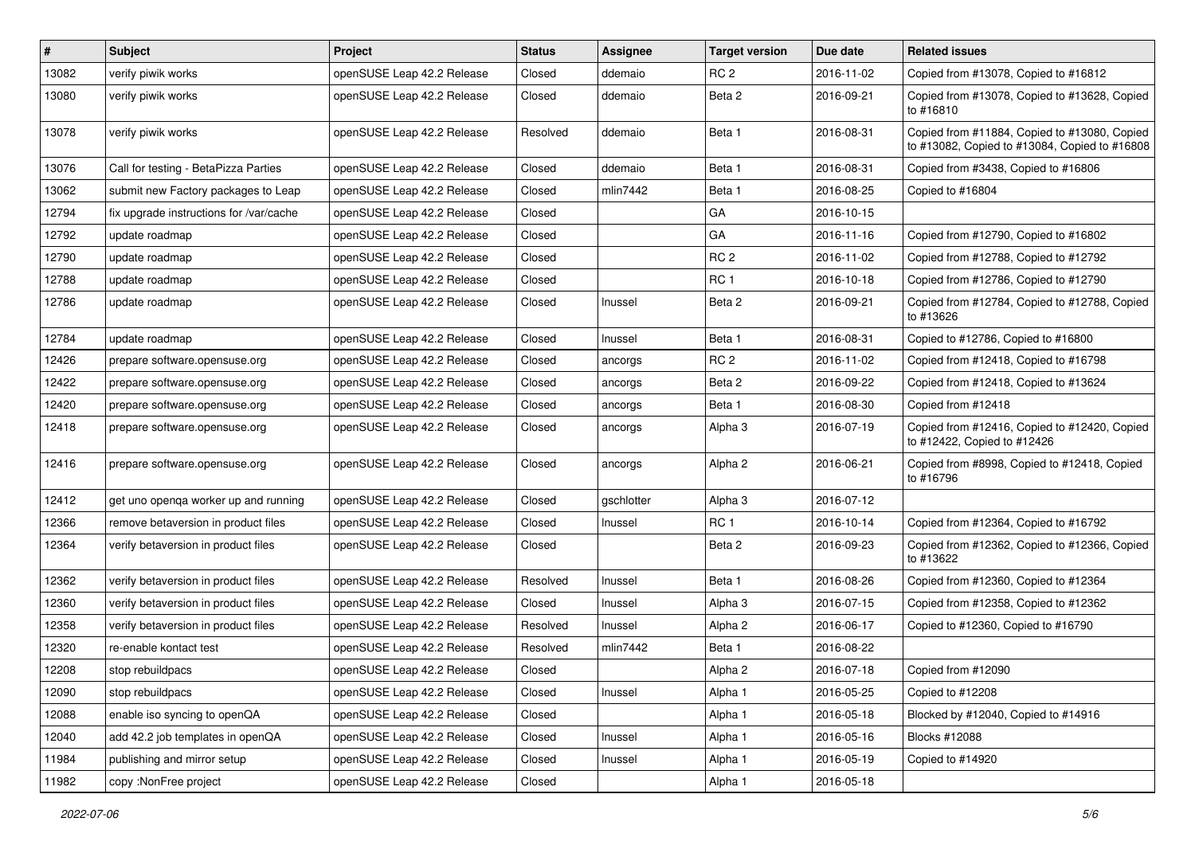| # | Subject | Project | Status | Assignee | Target version | Due date | Related issues |
|---|---|---|---|---|---|---|---|
| 13082 | verify piwik works | openSUSE Leap 42.2 Release | Closed | ddemaio | RC 2 | 2016-11-02 | Copied from #13078, Copied to #16812 |
| 13080 | verify piwik works | openSUSE Leap 42.2 Release | Closed | ddemaio | Beta 2 | 2016-09-21 | Copied from #13078, Copied to #13628, Copied to #16810 |
| 13078 | verify piwik works | openSUSE Leap 42.2 Release | Resolved | ddemaio | Beta 1 | 2016-08-31 | Copied from #11884, Copied to #13080, Copied to #13082, Copied to #13084, Copied to #16808 |
| 13076 | Call for testing - BetaPizza Parties | openSUSE Leap 42.2 Release | Closed | ddemaio | Beta 1 | 2016-08-31 | Copied from #3438, Copied to #16806 |
| 13062 | submit new Factory packages to Leap | openSUSE Leap 42.2 Release | Closed | mlin7442 | Beta 1 | 2016-08-25 | Copied to #16804 |
| 12794 | fix upgrade instructions for /var/cache | openSUSE Leap 42.2 Release | Closed | | GA | 2016-10-15 | |
| 12792 | update roadmap | openSUSE Leap 42.2 Release | Closed | | GA | 2016-11-16 | Copied from #12790, Copied to #16802 |
| 12790 | update roadmap | openSUSE Leap 42.2 Release | Closed | | RC 2 | 2016-11-02 | Copied from #12788, Copied to #12792 |
| 12788 | update roadmap | openSUSE Leap 42.2 Release | Closed | | RC 1 | 2016-10-18 | Copied from #12786, Copied to #12790 |
| 12786 | update roadmap | openSUSE Leap 42.2 Release | Closed | lnussel | Beta 2 | 2016-09-21 | Copied from #12784, Copied to #12788, Copied to #13626 |
| 12784 | update roadmap | openSUSE Leap 42.2 Release | Closed | lnussel | Beta 1 | 2016-08-31 | Copied to #12786, Copied to #16800 |
| 12426 | prepare software.opensuse.org | openSUSE Leap 42.2 Release | Closed | ancorgs | RC 2 | 2016-11-02 | Copied from #12418, Copied to #16798 |
| 12422 | prepare software.opensuse.org | openSUSE Leap 42.2 Release | Closed | ancorgs | Beta 2 | 2016-09-22 | Copied from #12418, Copied to #13624 |
| 12420 | prepare software.opensuse.org | openSUSE Leap 42.2 Release | Closed | ancorgs | Beta 1 | 2016-08-30 | Copied from #12418 |
| 12418 | prepare software.opensuse.org | openSUSE Leap 42.2 Release | Closed | ancorgs | Alpha 3 | 2016-07-19 | Copied from #12416, Copied to #12420, Copied to #12422, Copied to #12426 |
| 12416 | prepare software.opensuse.org | openSUSE Leap 42.2 Release | Closed | ancorgs | Alpha 2 | 2016-06-21 | Copied from #8998, Copied to #12418, Copied to #16796 |
| 12412 | get uno openqa worker up and running | openSUSE Leap 42.2 Release | Closed | gschlotter | Alpha 3 | 2016-07-12 | |
| 12366 | remove betaversion in product files | openSUSE Leap 42.2 Release | Closed | lnussel | RC 1 | 2016-10-14 | Copied from #12364, Copied to #16792 |
| 12364 | verify betaversion in product files | openSUSE Leap 42.2 Release | Closed | | Beta 2 | 2016-09-23 | Copied from #12362, Copied to #12366, Copied to #13622 |
| 12362 | verify betaversion in product files | openSUSE Leap 42.2 Release | Resolved | lnussel | Beta 1 | 2016-08-26 | Copied from #12360, Copied to #12364 |
| 12360 | verify betaversion in product files | openSUSE Leap 42.2 Release | Closed | lnussel | Alpha 3 | 2016-07-15 | Copied from #12358, Copied to #12362 |
| 12358 | verify betaversion in product files | openSUSE Leap 42.2 Release | Resolved | lnussel | Alpha 2 | 2016-06-17 | Copied to #12360, Copied to #16790 |
| 12320 | re-enable kontact test | openSUSE Leap 42.2 Release | Resolved | mlin7442 | Beta 1 | 2016-08-22 | |
| 12208 | stop rebuildpacs | openSUSE Leap 42.2 Release | Closed | | Alpha 2 | 2016-07-18 | Copied from #12090 |
| 12090 | stop rebuildpacs | openSUSE Leap 42.2 Release | Closed | lnussel | Alpha 1 | 2016-05-25 | Copied to #12208 |
| 12088 | enable iso syncing to openQA | openSUSE Leap 42.2 Release | Closed | | Alpha 1 | 2016-05-18 | Blocked by #12040, Copied to #14916 |
| 12040 | add 42.2 job templates in openQA | openSUSE Leap 42.2 Release | Closed | lnussel | Alpha 1 | 2016-05-16 | Blocks #12088 |
| 11984 | publishing and mirror setup | openSUSE Leap 42.2 Release | Closed | lnussel | Alpha 1 | 2016-05-19 | Copied to #14920 |
| 11982 | copy :NonFree project | openSUSE Leap 42.2 Release | Closed | | Alpha 1 | 2016-05-18 | |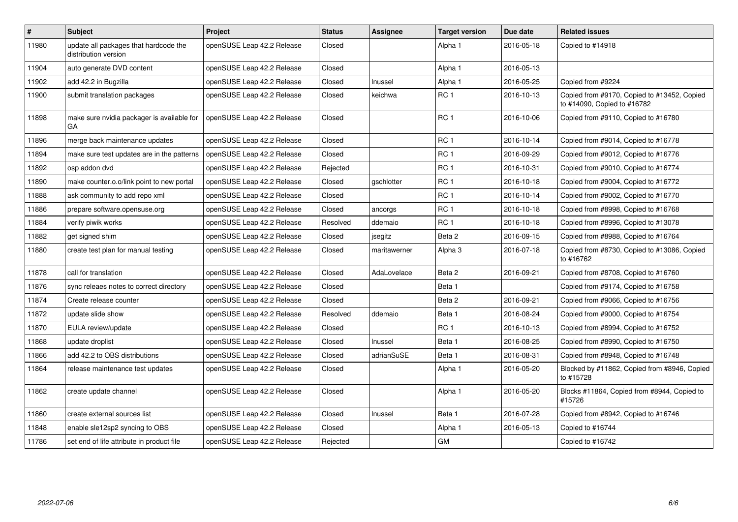| # | Subject | Project | Status | Assignee | Target version | Due date | Related issues |
|---|---|---|---|---|---|---|---|
| 11980 | update all packages that hardcode the distribution version | openSUSE Leap 42.2 Release | Closed | | Alpha 1 | 2016-05-18 | Copied to #14918 |
| 11904 | auto generate DVD content | openSUSE Leap 42.2 Release | Closed | | Alpha 1 | 2016-05-13 | |
| 11902 | add 42.2 in Bugzilla | openSUSE Leap 42.2 Release | Closed | lnussel | Alpha 1 | 2016-05-25 | Copied from #9224 |
| 11900 | submit translation packages | openSUSE Leap 42.2 Release | Closed | keichwa | RC 1 | 2016-10-13 | Copied from #9170, Copied to #13452, Copied to #14090, Copied to #16782 |
| 11898 | make sure nvidia packager is available for GA | openSUSE Leap 42.2 Release | Closed | | RC 1 | 2016-10-06 | Copied from #9110, Copied to #16780 |
| 11896 | merge back maintenance updates | openSUSE Leap 42.2 Release | Closed | | RC 1 | 2016-10-14 | Copied from #9014, Copied to #16778 |
| 11894 | make sure test updates are in the patterns | openSUSE Leap 42.2 Release | Closed | | RC 1 | 2016-09-29 | Copied from #9012, Copied to #16776 |
| 11892 | osp addon dvd | openSUSE Leap 42.2 Release | Rejected | | RC 1 | 2016-10-31 | Copied from #9010, Copied to #16774 |
| 11890 | make counter.o.o/link point to new portal | openSUSE Leap 42.2 Release | Closed | gschlotter | RC 1 | 2016-10-18 | Copied from #9004, Copied to #16772 |
| 11888 | ask community to add repo xml | openSUSE Leap 42.2 Release | Closed | | RC 1 | 2016-10-14 | Copied from #9002, Copied to #16770 |
| 11886 | prepare software.opensuse.org | openSUSE Leap 42.2 Release | Closed | ancorgs | RC 1 | 2016-10-18 | Copied from #8998, Copied to #16768 |
| 11884 | verify piwik works | openSUSE Leap 42.2 Release | Resolved | ddemaio | RC 1 | 2016-10-18 | Copied from #8996, Copied to #13078 |
| 11882 | get signed shim | openSUSE Leap 42.2 Release | Closed | jsegitz | Beta 2 | 2016-09-15 | Copied from #8988, Copied to #16764 |
| 11880 | create test plan for manual testing | openSUSE Leap 42.2 Release | Closed | maritawerner | Alpha 3 | 2016-07-18 | Copied from #8730, Copied to #13086, Copied to #16762 |
| 11878 | call for translation | openSUSE Leap 42.2 Release | Closed | AdaLovelace | Beta 2 | 2016-09-21 | Copied from #8708, Copied to #16760 |
| 11876 | sync releaes notes to correct directory | openSUSE Leap 42.2 Release | Closed | | Beta 1 | | Copied from #9174, Copied to #16758 |
| 11874 | Create release counter | openSUSE Leap 42.2 Release | Closed | | Beta 2 | 2016-09-21 | Copied from #9066, Copied to #16756 |
| 11872 | update slide show | openSUSE Leap 42.2 Release | Resolved | ddemaio | Beta 1 | 2016-08-24 | Copied from #9000, Copied to #16754 |
| 11870 | EULA review/update | openSUSE Leap 42.2 Release | Closed | | RC 1 | 2016-10-13 | Copied from #8994, Copied to #16752 |
| 11868 | update droplist | openSUSE Leap 42.2 Release | Closed | lnussel | Beta 1 | 2016-08-25 | Copied from #8990, Copied to #16750 |
| 11866 | add 42.2 to OBS distributions | openSUSE Leap 42.2 Release | Closed | adrianSuSE | Beta 1 | 2016-08-31 | Copied from #8948, Copied to #16748 |
| 11864 | release maintenance test updates | openSUSE Leap 42.2 Release | Closed | | Alpha 1 | 2016-05-20 | Blocked by #11862, Copied from #8946, Copied to #15728 |
| 11862 | create update channel | openSUSE Leap 42.2 Release | Closed | | Alpha 1 | 2016-05-20 | Blocks #11864, Copied from #8944, Copied to #15726 |
| 11860 | create external sources list | openSUSE Leap 42.2 Release | Closed | lnussel | Beta 1 | 2016-07-28 | Copied from #8942, Copied to #16746 |
| 11848 | enable sle12sp2 syncing to OBS | openSUSE Leap 42.2 Release | Closed | | Alpha 1 | 2016-05-13 | Copied to #16744 |
| 11786 | set end of life attribute in product file | openSUSE Leap 42.2 Release | Rejected | | GM | | Copied to #16742 |